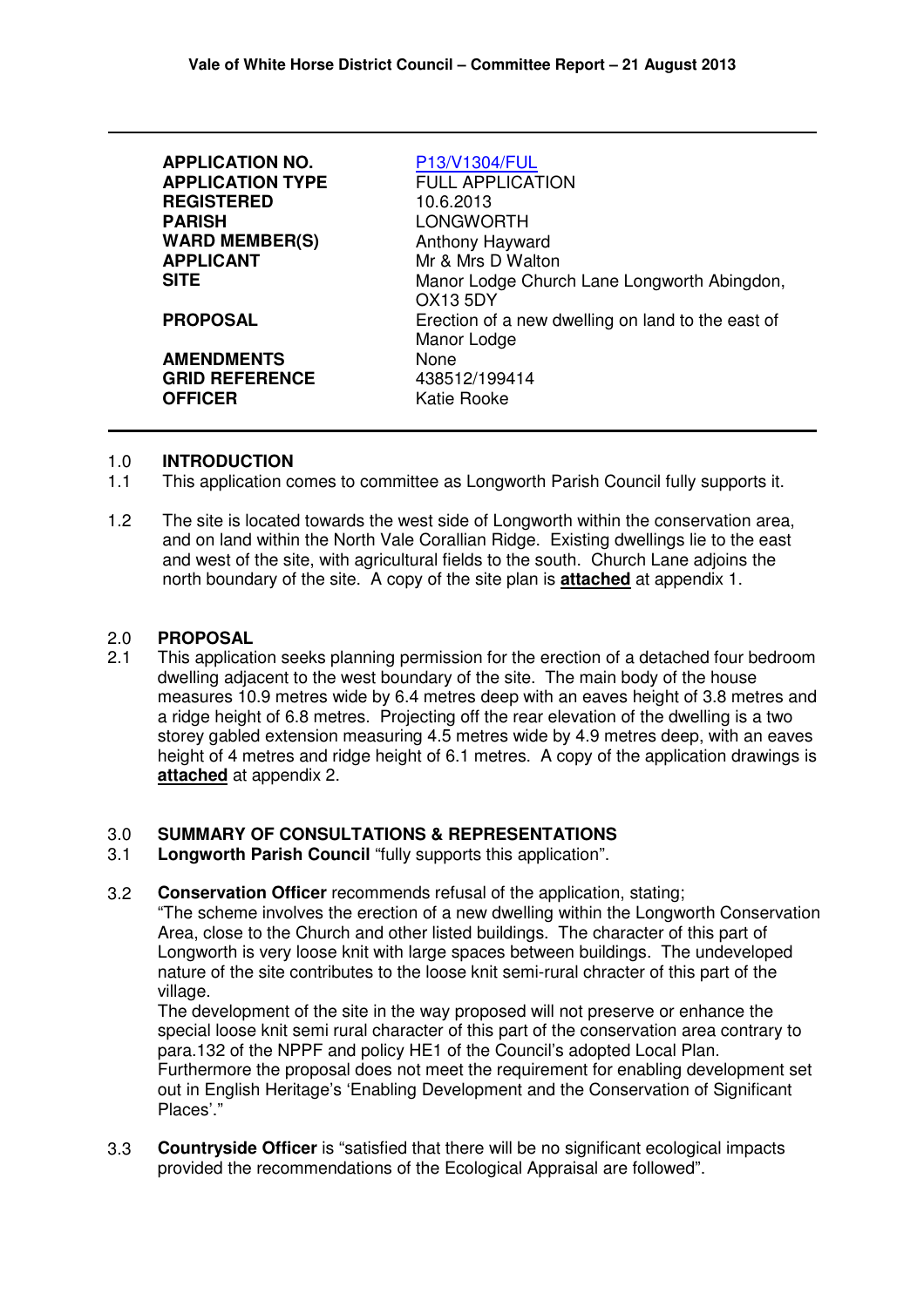**Vale of White Horse District Council – Committee Report – 21 August 2013**

| | |
|---|---|
| **APPLICATION NO.** | P13/V1304/FUL |
| **APPLICATION TYPE** | FULL APPLICATION |
| **REGISTERED** | 10.6.2013 |
| **PARISH** | LONGWORTH |
| **WARD MEMBER(S)** | Anthony Hayward |
| **APPLICANT** | Mr & Mrs D Walton |
| **SITE** | Manor Lodge Church Lane Longworth Abingdon, OX13 5DY |
| **PROPOSAL** | Erection of a new dwelling on land to the east of Manor Lodge |
| **AMENDMENTS** | None |
| **GRID REFERENCE** | 438512/199414 |
| **OFFICER** | Katie Rooke |

## 1.0 INTRODUCTION

1.1 This application comes to committee as Longworth Parish Council fully supports it.

1.2 The site is located towards the west side of Longworth within the conservation area, and on land within the North Vale Corallian Ridge. Existing dwellings lie to the east and west of the site, with agricultural fields to the south. Church Lane adjoins the north boundary of the site. A copy of the site plan is **attached** at appendix 1.

## 2.0 PROPOSAL

2.1 This application seeks planning permission for the erection of a detached four bedroom dwelling adjacent to the west boundary of the site. The main body of the house measures 10.9 metres wide by 6.4 metres deep with an eaves height of 3.8 metres and a ridge height of 6.8 metres. Projecting off the rear elevation of the dwelling is a two storey gabled extension measuring 4.5 metres wide by 4.9 metres deep, with an eaves height of 4 metres and ridge height of 6.1 metres. A copy of the application drawings is **attached** at appendix 2.

## 3.0 SUMMARY OF CONSULTATIONS & REPRESENTATIONS

3.1 **Longworth Parish Council** "fully supports this application".

3.2 **Conservation Officer** recommends refusal of the application, stating;
"The scheme involves the erection of a new dwelling within the Longworth Conservation Area, close to the Church and other listed buildings. The character of this part of Longworth is very loose knit with large spaces between buildings. The undeveloped nature of the site contributes to the loose knit semi-rural chracter of this part of the village.
The development of the site in the way proposed will not preserve or enhance the special loose knit semi rural character of this part of the conservation area contrary to para.132 of the NPPF and policy HE1 of the Council's adopted Local Plan.
Furthermore the proposal does not meet the requirement for enabling development set out in English Heritage's 'Enabling Development and the Conservation of Significant Places'."

3.3 **Countryside Officer** is "satisfied that there will be no significant ecological impacts provided the recommendations of the Ecological Appraisal are followed".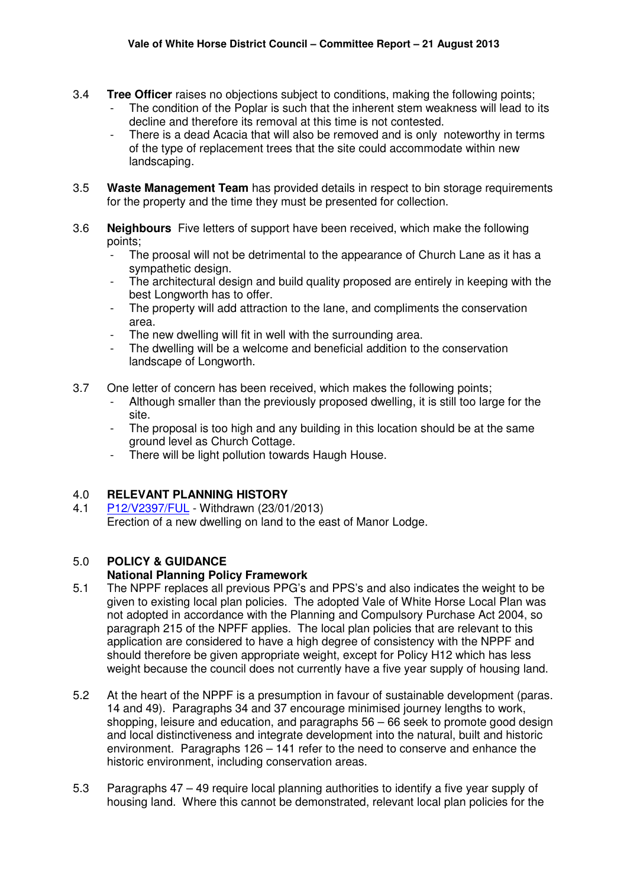3.4 **Tree Officer** raises no objections subject to conditions, making the following points;

- The condition of the Poplar is such that the inherent stem weakness will lead to its decline and therefore its removal at this time is not contested.
- There is a dead Acacia that will also be removed and is only noteworthy in terms of the type of replacement trees that the site could accommodate within new landscaping.

3.5 **Waste Management Team** has provided details in respect to bin storage requirements for the property and the time they must be presented for collection.

3.6 **Neighbours** Five letters of support have been received, which make the following points;

- The proosal will not be detrimental to the appearance of Church Lane as it has a sympathetic design.
- The architectural design and build quality proposed are entirely in keeping with the best Longworth has to offer.
- The property will add attraction to the lane, and compliments the conservation area.
- The new dwelling will fit in well with the surrounding area.
- The dwelling will be a welcome and beneficial addition to the conservation landscape of Longworth.

3.7 One letter of concern has been received, which makes the following points;

- Although smaller than the previously proposed dwelling, it is still too large for the site.
- The proposal is too high and any building in this location should be at the same ground level as Church Cottage.
- There will be light pollution towards Haugh House.

## 4.0 RELEVANT PLANNING HISTORY

4.1 P12/V2397/FUL - Withdrawn (23/01/2013)
Erection of a new dwelling on land to the east of Manor Lodge.

## 5.0 POLICY & GUIDANCE

### National Planning Policy Framework

5.1 The NPPF replaces all previous PPG's and PPS's and also indicates the weight to be given to existing local plan policies. The adopted Vale of White Horse Local Plan was not adopted in accordance with the Planning and Compulsory Purchase Act 2004, so paragraph 215 of the NPFF applies. The local plan policies that are relevant to this application are considered to have a high degree of consistency with the NPPF and should therefore be given appropriate weight, except for Policy H12 which has less weight because the council does not currently have a five year supply of housing land.

5.2 At the heart of the NPPF is a presumption in favour of sustainable development (paras. 14 and 49). Paragraphs 34 and 37 encourage minimised journey lengths to work, shopping, leisure and education, and paragraphs 56 – 66 seek to promote good design and local distinctiveness and integrate development into the natural, built and historic environment. Paragraphs 126 – 141 refer to the need to conserve and enhance the historic environment, including conservation areas.

5.3 Paragraphs 47 – 49 require local planning authorities to identify a five year supply of housing land. Where this cannot be demonstrated, relevant local plan policies for the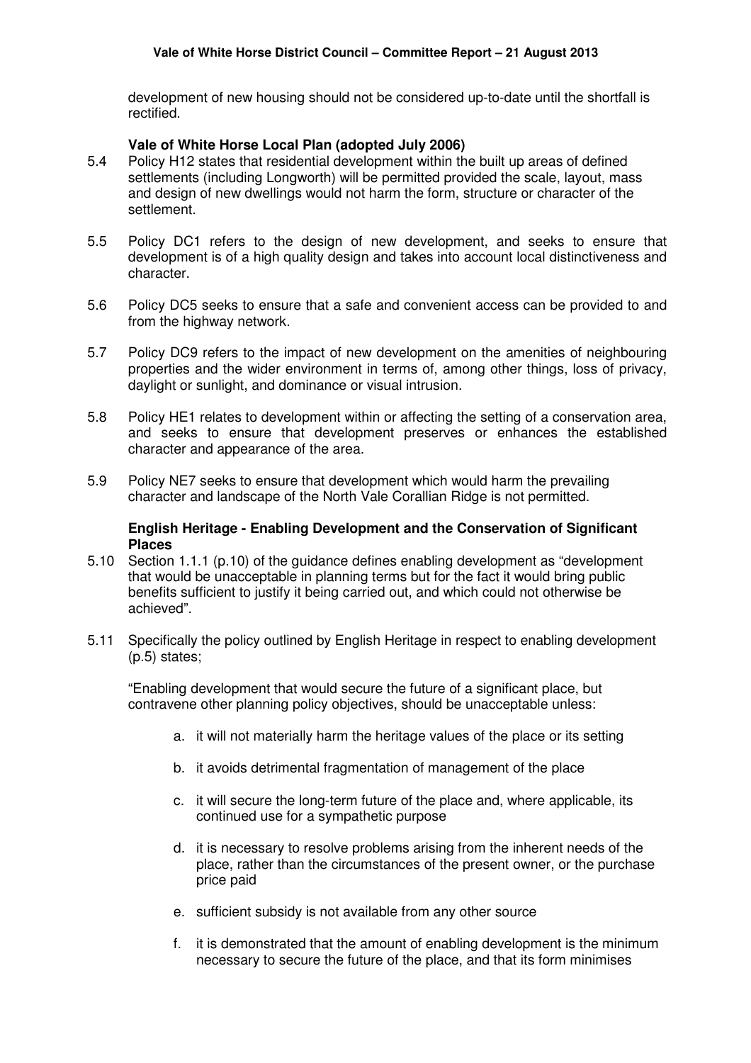development of new housing should not be considered up-to-date until the shortfall is rectified.

**Vale of White Horse Local Plan (adopted July 2006)**

5.4 Policy H12 states that residential development within the built up areas of defined settlements (including Longworth) will be permitted provided the scale, layout, mass and design of new dwellings would not harm the form, structure or character of the settlement.

5.5 Policy DC1 refers to the design of new development, and seeks to ensure that development is of a high quality design and takes into account local distinctiveness and character.

5.6 Policy DC5 seeks to ensure that a safe and convenient access can be provided to and from the highway network.

5.7 Policy DC9 refers to the impact of new development on the amenities of neighbouring properties and the wider environment in terms of, among other things, loss of privacy, daylight or sunlight, and dominance or visual intrusion.

5.8 Policy HE1 relates to development within or affecting the setting of a conservation area, and seeks to ensure that development preserves or enhances the established character and appearance of the area.

5.9 Policy NE7 seeks to ensure that development which would harm the prevailing character and landscape of the North Vale Corallian Ridge is not permitted.

**English Heritage - Enabling Development and the Conservation of Significant Places**

5.10 Section 1.1.1 (p.10) of the guidance defines enabling development as "development that would be unacceptable in planning terms but for the fact it would bring public benefits sufficient to justify it being carried out, and which could not otherwise be achieved".

5.11 Specifically the policy outlined by English Heritage in respect to enabling development (p.5) states;

"Enabling development that would secure the future of a significant place, but contravene other planning policy objectives, should be unacceptable unless:

a. it will not materially harm the heritage values of the place or its setting

b. it avoids detrimental fragmentation of management of the place

c. it will secure the long-term future of the place and, where applicable, its continued use for a sympathetic purpose

d. it is necessary to resolve problems arising from the inherent needs of the place, rather than the circumstances of the present owner, or the purchase price paid

e. sufficient subsidy is not available from any other source

f. it is demonstrated that the amount of enabling development is the minimum necessary to secure the future of the place, and that its form minimises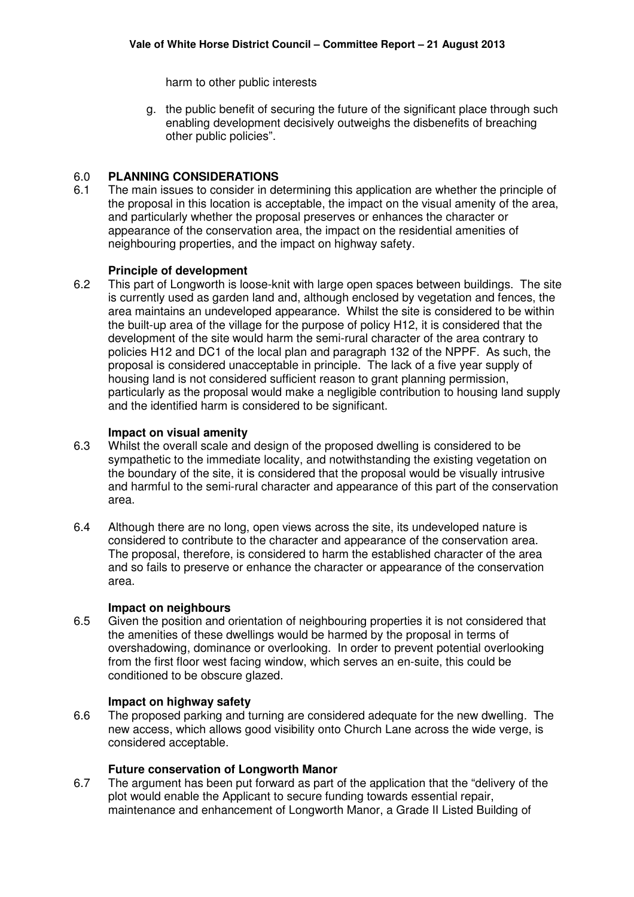harm to other public interests

g. the public benefit of securing the future of the significant place through such enabling development decisively outweighs the disbenefits of breaching other public policies".

## 6.0 PLANNING CONSIDERATIONS

6.1 The main issues to consider in determining this application are whether the principle of the proposal in this location is acceptable, the impact on the visual amenity of the area, and particularly whether the proposal preserves or enhances the character or appearance of the conservation area, the impact on the residential amenities of neighbouring properties, and the impact on highway safety.

**Principle of development**

6.2 This part of Longworth is loose-knit with large open spaces between buildings. The site is currently used as garden land and, although enclosed by vegetation and fences, the area maintains an undeveloped appearance. Whilst the site is considered to be within the built-up area of the village for the purpose of policy H12, it is considered that the development of the site would harm the semi-rural character of the area contrary to policies H12 and DC1 of the local plan and paragraph 132 of the NPPF. As such, the proposal is considered unacceptable in principle. The lack of a five year supply of housing land is not considered sufficient reason to grant planning permission, particularly as the proposal would make a negligible contribution to housing land supply and the identified harm is considered to be significant.

**Impact on visual amenity**

6.3 Whilst the overall scale and design of the proposed dwelling is considered to be sympathetic to the immediate locality, and notwithstanding the existing vegetation on the boundary of the site, it is considered that the proposal would be visually intrusive and harmful to the semi-rural character and appearance of this part of the conservation area.

6.4 Although there are no long, open views across the site, its undeveloped nature is considered to contribute to the character and appearance of the conservation area. The proposal, therefore, is considered to harm the established character of the area and so fails to preserve or enhance the character or appearance of the conservation area.

**Impact on neighbours**

6.5 Given the position and orientation of neighbouring properties it is not considered that the amenities of these dwellings would be harmed by the proposal in terms of overshadowing, dominance or overlooking. In order to prevent potential overlooking from the first floor west facing window, which serves an en-suite, this could be conditioned to be obscure glazed.

**Impact on highway safety**

6.6 The proposed parking and turning are considered adequate for the new dwelling. The new access, which allows good visibility onto Church Lane across the wide verge, is considered acceptable.

**Future conservation of Longworth Manor**

6.7 The argument has been put forward as part of the application that the "delivery of the plot would enable the Applicant to secure funding towards essential repair, maintenance and enhancement of Longworth Manor, a Grade II Listed Building of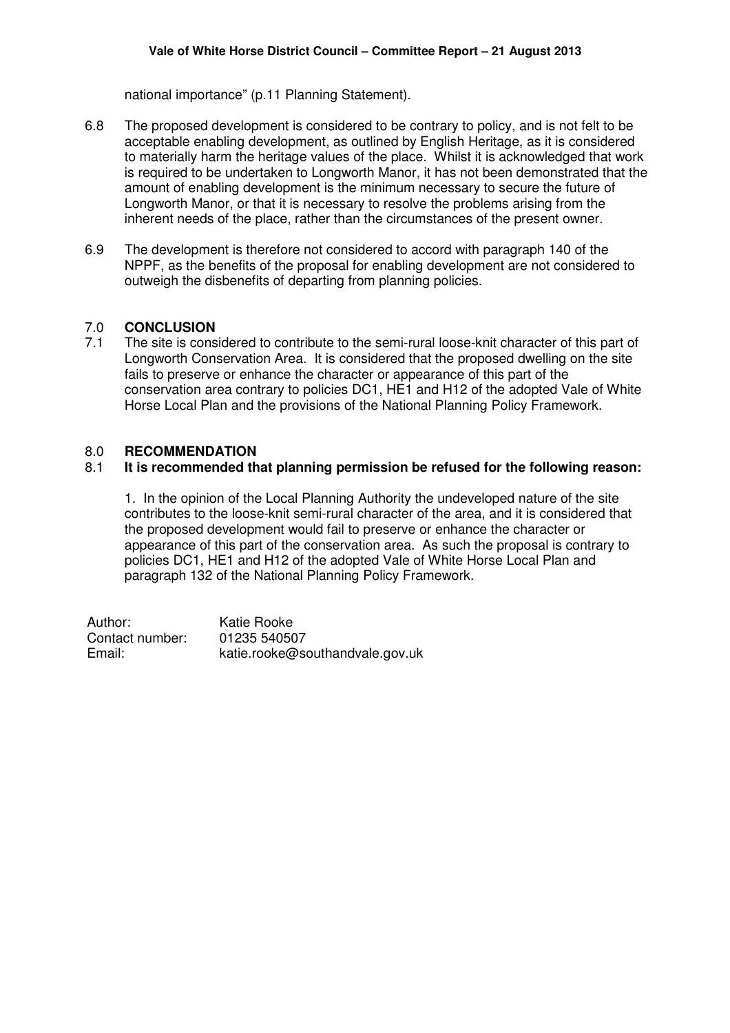national importance" (p.11 Planning Statement).

6.8 The proposed development is considered to be contrary to policy, and is not felt to be acceptable enabling development, as outlined by English Heritage, as it is considered to materially harm the heritage values of the place. Whilst it is acknowledged that work is required to be undertaken to Longworth Manor, it has not been demonstrated that the amount of enabling development is the minimum necessary to secure the future of Longworth Manor, or that it is necessary to resolve the problems arising from the inherent needs of the place, rather than the circumstances of the present owner.

6.9 The development is therefore not considered to accord with paragraph 140 of the NPPF, as the benefits of the proposal for enabling development are not considered to outweigh the disbenefits of departing from planning policies.

## 7.0 CONCLUSION

7.1 The site is considered to contribute to the semi-rural loose-knit character of this part of Longworth Conservation Area. It is considered that the proposed dwelling on the site fails to preserve or enhance the character or appearance of this part of the conservation area contrary to policies DC1, HE1 and H12 of the adopted Vale of White Horse Local Plan and the provisions of the National Planning Policy Framework.

## 8.0 RECOMMENDATION

8.1 **It is recommended that planning permission be refused for the following reason:**

1. In the opinion of the Local Planning Authority the undeveloped nature of the site contributes to the loose-knit semi-rural character of the area, and it is considered that the proposed development would fail to preserve or enhance the character or appearance of this part of the conservation area. As such the proposal is contrary to policies DC1, HE1 and H12 of the adopted Vale of White Horse Local Plan and paragraph 132 of the National Planning Policy Framework.

| | |
|---|---|
| Author: | Katie Rooke |
| Contact number: | 01235 540507 |
| Email: | katie.rooke@southandvale.gov.uk |